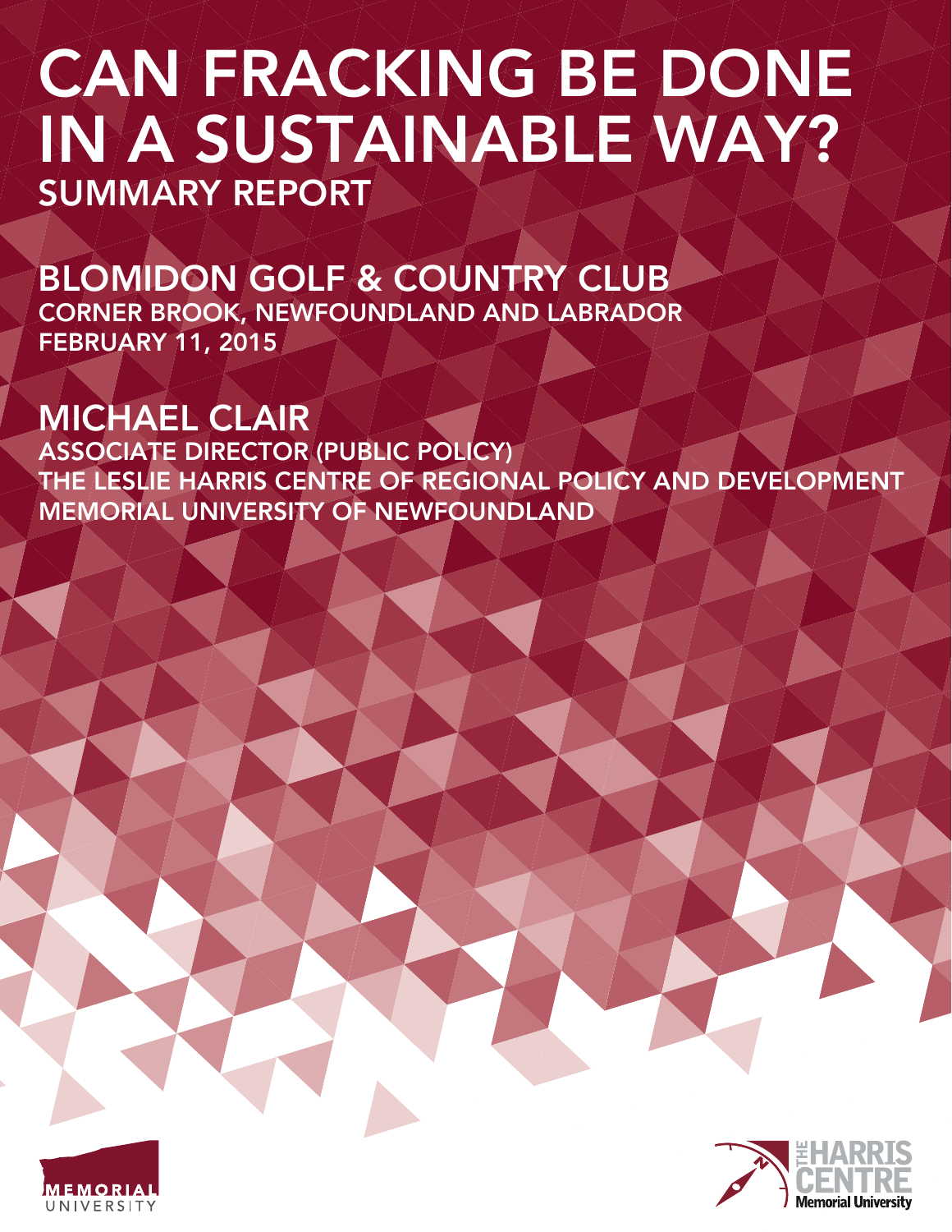# CAN FRACKING BE DONE IN A SUSTAINABLE WAY?

## SUMMARY REPORT

## BLOMIDON GOLF & COUNTRY CLUB

CORNER BROOK, NEWFOUNDLAND AND LABRADOR
FEBRUARY 11, 2015

## MICHAEL CLAIR

ASSOCIATE DIRECTOR (PUBLIC POLICY)
THE LESLIE HARRIS CENTRE OF REGIONAL POLICY AND DEVELOPMENT
MEMORIAL UNIVERSITY OF NEWFOUNDLAND

MEMORIAL UNIVERSITY

THE HARRIS CENTRE
Memorial University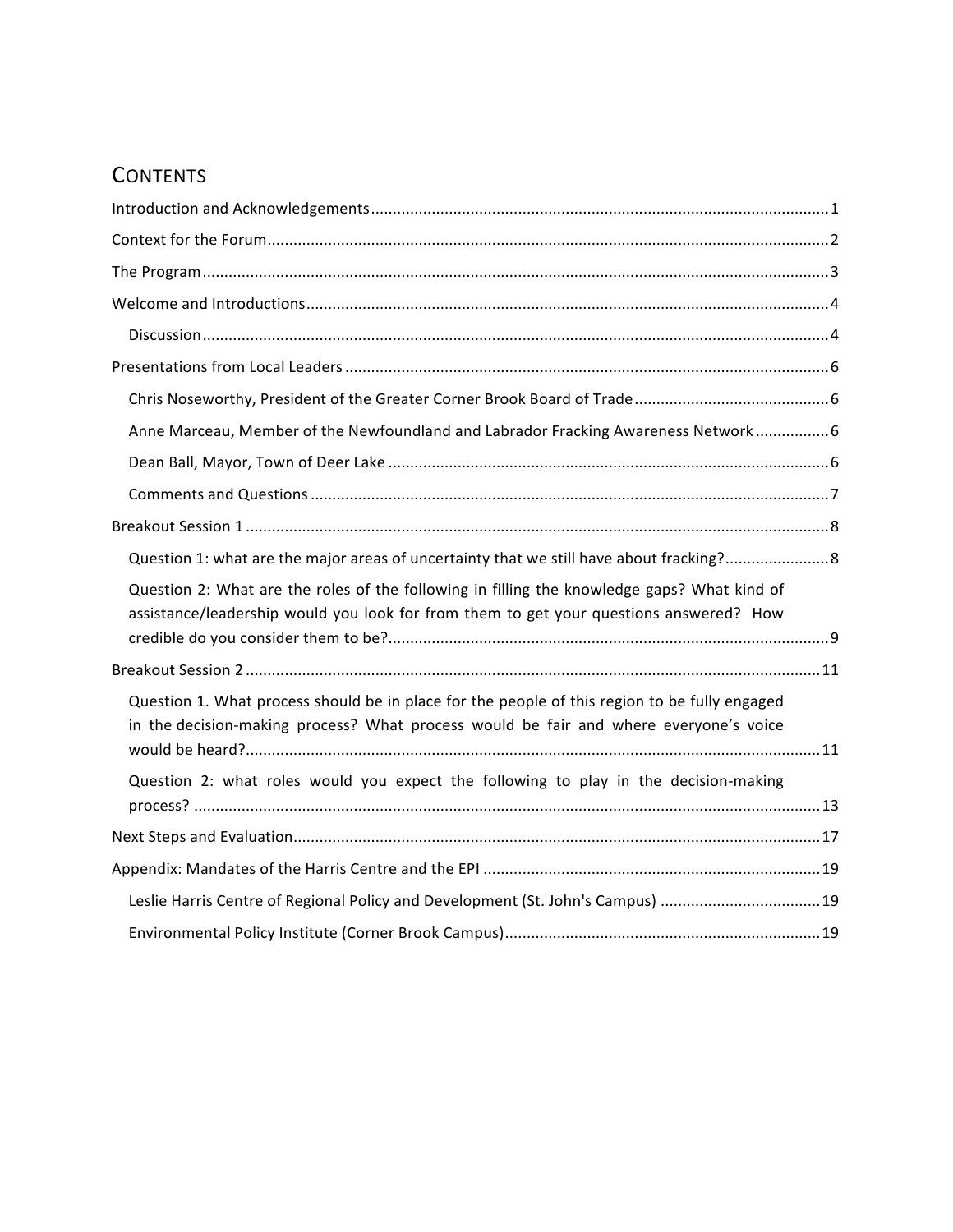## CONTENTS

Introduction and Acknowledgements ........................................................................................................ 1

Context for the Forum ................................................................................................................................ 2

The Program ............................................................................................................................................... 3

Welcome and Introductions ....................................................................................................................... 4

- Discussion ............................................................................................................................................. 4

Presentations from Local Leaders .............................................................................................................. 6

- Chris Noseworthy, President of the Greater Corner Brook Board of Trade ............................................ 6
- Anne Marceau, Member of the Newfoundland and Labrador Fracking Awareness Network ................. 6
- Dean Ball, Mayor, Town of Deer Lake ..................................................................................................... 6
- Comments and Questions ....................................................................................................................... 7

Breakout Session 1 ...................................................................................................................................... 8

- Question 1: what are the major areas of uncertainty that we still have about fracking? ........................ 8
- Question 2: What are the roles of the following in filling the knowledge gaps? What kind of assistance/leadership would you look for from them to get your questions answered? How credible do you consider them to be? ..................................................................................................... 9

Breakout Session 2 .................................................................................................................................... 11

- Question 1. What process should be in place for the people of this region to be fully engaged in the decision-making process? What process would be fair and where everyone's voice would be heard? ................................................................................................................................... 11
- Question 2: what roles would you expect the following to play in the decision-making process? ............................................................................................................................................... 13

Next Steps and Evaluation ........................................................................................................................ 17

Appendix: Mandates of the Harris Centre and the EPI ............................................................................. 19

- Leslie Harris Centre of Regional Policy and Development (St. John's Campus) .................................... 19
- Environmental Policy Institute (Corner Brook Campus) ........................................................................ 19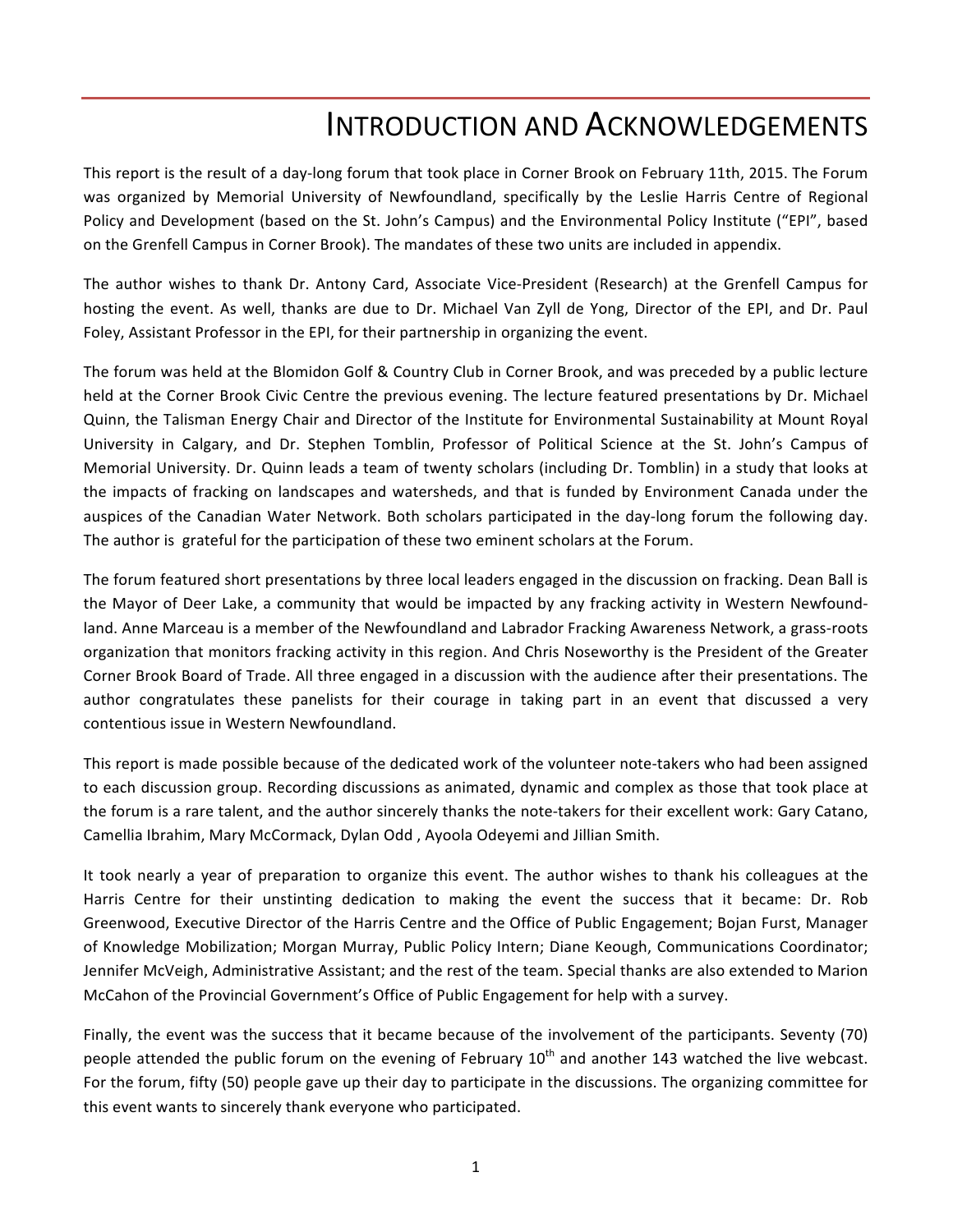# INTRODUCTION AND ACKNOWLEDGEMENTS

This report is the result of a day-long forum that took place in Corner Brook on February 11th, 2015. The Forum was organized by Memorial University of Newfoundland, specifically by the Leslie Harris Centre of Regional Policy and Development (based on the St. John's Campus) and the Environmental Policy Institute ("EPI", based on the Grenfell Campus in Corner Brook). The mandates of these two units are included in appendix.

The author wishes to thank Dr. Antony Card, Associate Vice-President (Research) at the Grenfell Campus for hosting the event. As well, thanks are due to Dr. Michael Van Zyll de Yong, Director of the EPI, and Dr. Paul Foley, Assistant Professor in the EPI, for their partnership in organizing the event.

The forum was held at the Blomidon Golf & Country Club in Corner Brook, and was preceded by a public lecture held at the Corner Brook Civic Centre the previous evening. The lecture featured presentations by Dr. Michael Quinn, the Talisman Energy Chair and Director of the Institute for Environmental Sustainability at Mount Royal University in Calgary, and Dr. Stephen Tomblin, Professor of Political Science at the St. John's Campus of Memorial University. Dr. Quinn leads a team of twenty scholars (including Dr. Tomblin) in a study that looks at the impacts of fracking on landscapes and watersheds, and that is funded by Environment Canada under the auspices of the Canadian Water Network. Both scholars participated in the day-long forum the following day. The author is grateful for the participation of these two eminent scholars at the Forum.

The forum featured short presentations by three local leaders engaged in the discussion on fracking. Dean Ball is the Mayor of Deer Lake, a community that would be impacted by any fracking activity in Western Newfoundland. Anne Marceau is a member of the Newfoundland and Labrador Fracking Awareness Network, a grass-roots organization that monitors fracking activity in this region. And Chris Noseworthy is the President of the Greater Corner Brook Board of Trade. All three engaged in a discussion with the audience after their presentations. The author congratulates these panelists for their courage in taking part in an event that discussed a very contentious issue in Western Newfoundland.

This report is made possible because of the dedicated work of the volunteer note-takers who had been assigned to each discussion group. Recording discussions as animated, dynamic and complex as those that took place at the forum is a rare talent, and the author sincerely thanks the note-takers for their excellent work: Gary Catano, Camellia Ibrahim, Mary McCormack, Dylan Odd , Ayoola Odeyemi and Jillian Smith.

It took nearly a year of preparation to organize this event. The author wishes to thank his colleagues at the Harris Centre for their unstinting dedication to making the event the success that it became: Dr. Rob Greenwood, Executive Director of the Harris Centre and the Office of Public Engagement; Bojan Furst, Manager of Knowledge Mobilization; Morgan Murray, Public Policy Intern; Diane Keough, Communications Coordinator; Jennifer McVeigh, Administrative Assistant; and the rest of the team. Special thanks are also extended to Marion McCahon of the Provincial Government's Office of Public Engagement for help with a survey.

Finally, the event was the success that it became because of the involvement of the participants. Seventy (70) people attended the public forum on the evening of February 10th and another 143 watched the live webcast. For the forum, fifty (50) people gave up their day to participate in the discussions. The organizing committee for this event wants to sincerely thank everyone who participated.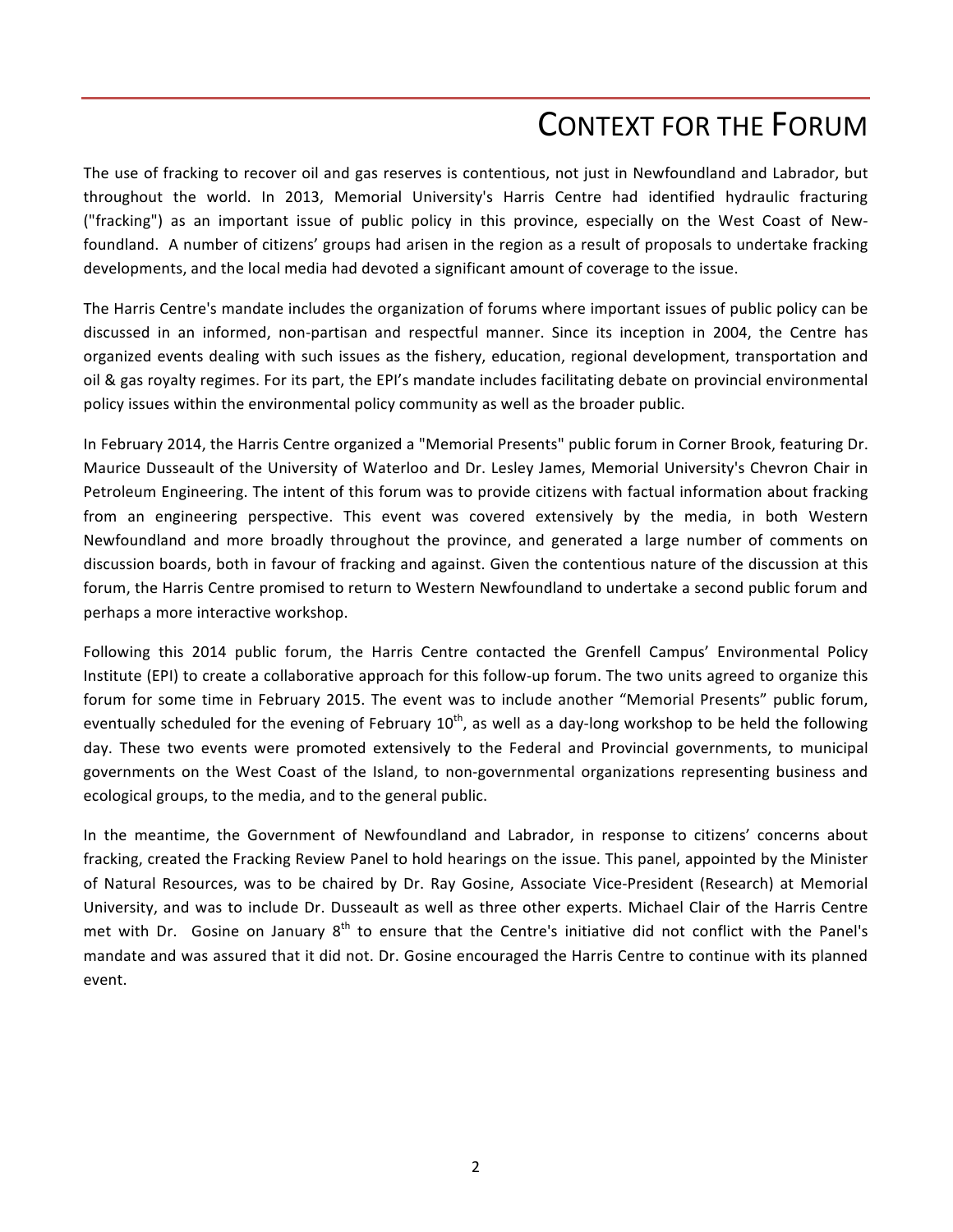# CONTEXT FOR THE FORUM

The use of fracking to recover oil and gas reserves is contentious, not just in Newfoundland and Labrador, but throughout the world. In 2013, Memorial University's Harris Centre had identified hydraulic fracturing ("fracking") as an important issue of public policy in this province, especially on the West Coast of Newfoundland. A number of citizens' groups had arisen in the region as a result of proposals to undertake fracking developments, and the local media had devoted a significant amount of coverage to the issue.

The Harris Centre's mandate includes the organization of forums where important issues of public policy can be discussed in an informed, non-partisan and respectful manner. Since its inception in 2004, the Centre has organized events dealing with such issues as the fishery, education, regional development, transportation and oil & gas royalty regimes. For its part, the EPI's mandate includes facilitating debate on provincial environmental policy issues within the environmental policy community as well as the broader public.

In February 2014, the Harris Centre organized a "Memorial Presents" public forum in Corner Brook, featuring Dr. Maurice Dusseault of the University of Waterloo and Dr. Lesley James, Memorial University's Chevron Chair in Petroleum Engineering. The intent of this forum was to provide citizens with factual information about fracking from an engineering perspective. This event was covered extensively by the media, in both Western Newfoundland and more broadly throughout the province, and generated a large number of comments on discussion boards, both in favour of fracking and against. Given the contentious nature of the discussion at this forum, the Harris Centre promised to return to Western Newfoundland to undertake a second public forum and perhaps a more interactive workshop.

Following this 2014 public forum, the Harris Centre contacted the Grenfell Campus' Environmental Policy Institute (EPI) to create a collaborative approach for this follow-up forum. The two units agreed to organize this forum for some time in February 2015. The event was to include another "Memorial Presents" public forum, eventually scheduled for the evening of February 10th, as well as a day-long workshop to be held the following day. These two events were promoted extensively to the Federal and Provincial governments, to municipal governments on the West Coast of the Island, to non-governmental organizations representing business and ecological groups, to the media, and to the general public.

In the meantime, the Government of Newfoundland and Labrador, in response to citizens' concerns about fracking, created the Fracking Review Panel to hold hearings on the issue. This panel, appointed by the Minister of Natural Resources, was to be chaired by Dr. Ray Gosine, Associate Vice-President (Research) at Memorial University, and was to include Dr. Dusseault as well as three other experts. Michael Clair of the Harris Centre met with Dr. Gosine on January 8th to ensure that the Centre's initiative did not conflict with the Panel's mandate and was assured that it did not. Dr. Gosine encouraged the Harris Centre to continue with its planned event.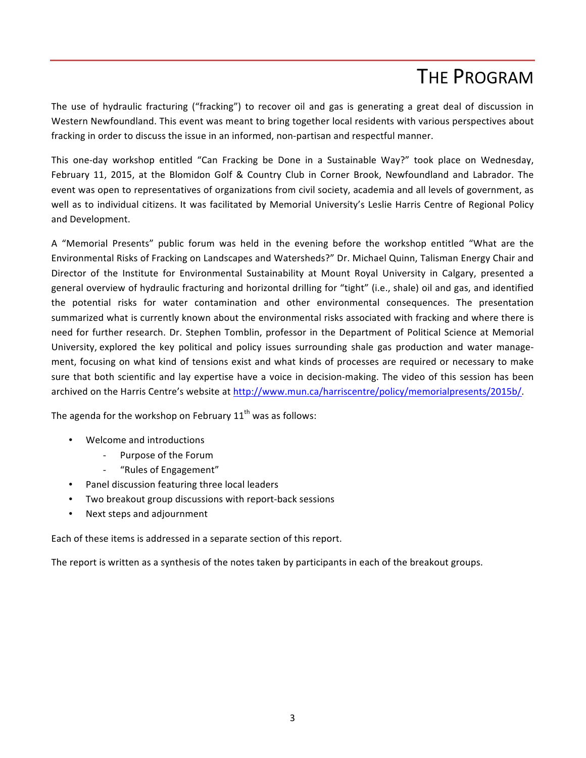# The Program

The use of hydraulic fracturing ("fracking") to recover oil and gas is generating a great deal of discussion in Western Newfoundland. This event was meant to bring together local residents with various perspectives about fracking in order to discuss the issue in an informed, non-partisan and respectful manner.

This one-day workshop entitled "Can Fracking be Done in a Sustainable Way?" took place on Wednesday, February 11, 2015, at the Blomidon Golf & Country Club in Corner Brook, Newfoundland and Labrador. The event was open to representatives of organizations from civil society, academia and all levels of government, as well as to individual citizens. It was facilitated by Memorial University's Leslie Harris Centre of Regional Policy and Development.

A "Memorial Presents" public forum was held in the evening before the workshop entitled "What are the Environmental Risks of Fracking on Landscapes and Watersheds?" Dr. Michael Quinn, Talisman Energy Chair and Director of the Institute for Environmental Sustainability at Mount Royal University in Calgary, presented a general overview of hydraulic fracturing and horizontal drilling for "tight" (i.e., shale) oil and gas, and identified the potential risks for water contamination and other environmental consequences. The presentation summarized what is currently known about the environmental risks associated with fracking and where there is need for further research. Dr. Stephen Tomblin, professor in the Department of Political Science at Memorial University, explored the key political and policy issues surrounding shale gas production and water management, focusing on what kind of tensions exist and what kinds of processes are required or necessary to make sure that both scientific and lay expertise have a voice in decision-making. The video of this session has been archived on the Harris Centre's website at http://www.mun.ca/harriscentre/policy/memorialpresents/2015b/.

The agenda for the workshop on February 11th was as follows:

- Welcome and introductions
  - Purpose of the Forum
  - "Rules of Engagement"
- Panel discussion featuring three local leaders
- Two breakout group discussions with report-back sessions
- Next steps and adjournment

Each of these items is addressed in a separate section of this report.

The report is written as a synthesis of the notes taken by participants in each of the breakout groups.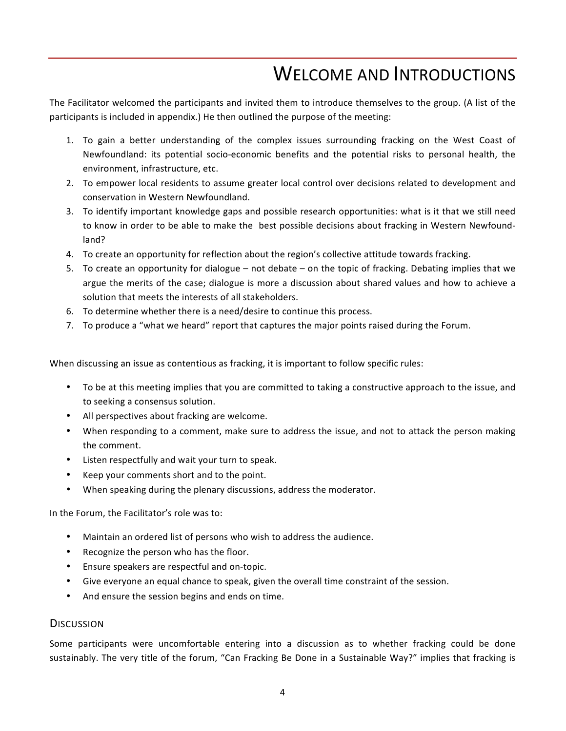# Welcome and Introductions

The Facilitator welcomed the participants and invited them to introduce themselves to the group. (A list of the participants is included in appendix.) He then outlined the purpose of the meeting:

1. To gain a better understanding of the complex issues surrounding fracking on the West Coast of Newfoundland: its potential socio-economic benefits and the potential risks to personal health, the environment, infrastructure, etc.
2. To empower local residents to assume greater local control over decisions related to development and conservation in Western Newfoundland.
3. To identify important knowledge gaps and possible research opportunities: what is it that we still need to know in order to be able to make the best possible decisions about fracking in Western Newfoundland?
4. To create an opportunity for reflection about the region's collective attitude towards fracking.
5. To create an opportunity for dialogue – not debate – on the topic of fracking. Debating implies that we argue the merits of the case; dialogue is more a discussion about shared values and how to achieve a solution that meets the interests of all stakeholders.
6. To determine whether there is a need/desire to continue this process.
7. To produce a "what we heard" report that captures the major points raised during the Forum.

When discussing an issue as contentious as fracking, it is important to follow specific rules:

- To be at this meeting implies that you are committed to taking a constructive approach to the issue, and to seeking a consensus solution.
- All perspectives about fracking are welcome.
- When responding to a comment, make sure to address the issue, and not to attack the person making the comment.
- Listen respectfully and wait your turn to speak.
- Keep your comments short and to the point.
- When speaking during the plenary discussions, address the moderator.

In the Forum, the Facilitator's role was to:

- Maintain an ordered list of persons who wish to address the audience.
- Recognize the person who has the floor.
- Ensure speakers are respectful and on-topic.
- Give everyone an equal chance to speak, given the overall time constraint of the session.
- And ensure the session begins and ends on time.

## Discussion

Some participants were uncomfortable entering into a discussion as to whether fracking could be done sustainably. The very title of the forum, "Can Fracking Be Done in a Sustainable Way?" implies that fracking is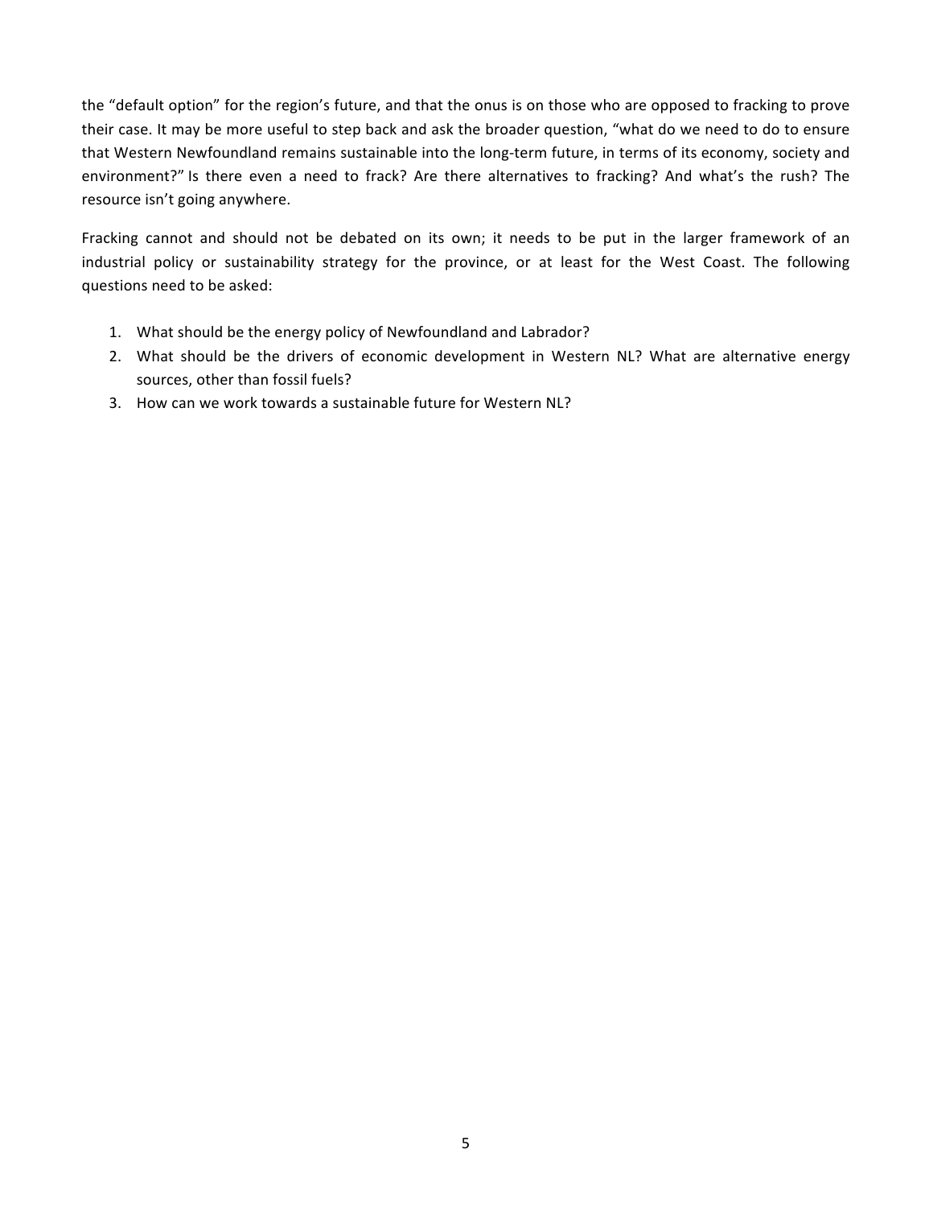the "default option" for the region's future, and that the onus is on those who are opposed to fracking to prove their case. It may be more useful to step back and ask the broader question, "what do we need to do to ensure that Western Newfoundland remains sustainable into the long-term future, in terms of its economy, society and environment?" Is there even a need to frack? Are there alternatives to fracking? And what's the rush? The resource isn't going anywhere.

Fracking cannot and should not be debated on its own; it needs to be put in the larger framework of an industrial policy or sustainability strategy for the province, or at least for the West Coast. The following questions need to be asked:

1. What should be the energy policy of Newfoundland and Labrador?
2. What should be the drivers of economic development in Western NL? What are alternative energy sources, other than fossil fuels?
3. How can we work towards a sustainable future for Western NL?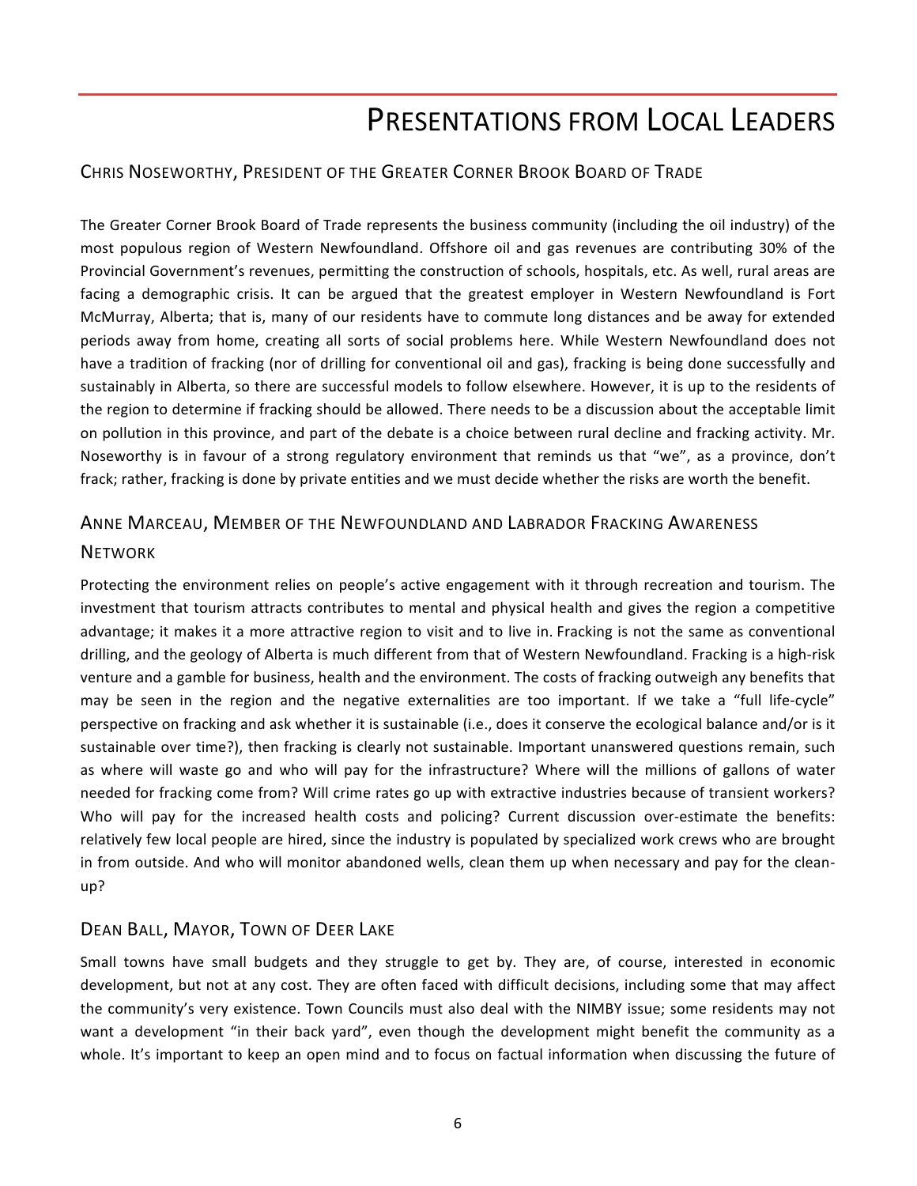# Presentations from Local Leaders

## Chris Noseworthy, President of the Greater Corner Brook Board of Trade

The Greater Corner Brook Board of Trade represents the business community (including the oil industry) of the most populous region of Western Newfoundland. Offshore oil and gas revenues are contributing 30% of the Provincial Government's revenues, permitting the construction of schools, hospitals, etc. As well, rural areas are facing a demographic crisis. It can be argued that the greatest employer in Western Newfoundland is Fort McMurray, Alberta; that is, many of our residents have to commute long distances and be away for extended periods away from home, creating all sorts of social problems here. While Western Newfoundland does not have a tradition of fracking (nor of drilling for conventional oil and gas), fracking is being done successfully and sustainably in Alberta, so there are successful models to follow elsewhere. However, it is up to the residents of the region to determine if fracking should be allowed. There needs to be a discussion about the acceptable limit on pollution in this province, and part of the debate is a choice between rural decline and fracking activity. Mr. Noseworthy is in favour of a strong regulatory environment that reminds us that "we", as a province, don't frack; rather, fracking is done by private entities and we must decide whether the risks are worth the benefit.

## Anne Marceau, Member of the Newfoundland and Labrador Fracking Awareness Network

Protecting the environment relies on people's active engagement with it through recreation and tourism. The investment that tourism attracts contributes to mental and physical health and gives the region a competitive advantage; it makes it a more attractive region to visit and to live in. Fracking is not the same as conventional drilling, and the geology of Alberta is much different from that of Western Newfoundland. Fracking is a high-risk venture and a gamble for business, health and the environment. The costs of fracking outweigh any benefits that may be seen in the region and the negative externalities are too important. If we take a "full life-cycle" perspective on fracking and ask whether it is sustainable (i.e., does it conserve the ecological balance and/or is it sustainable over time?), then fracking is clearly not sustainable. Important unanswered questions remain, such as where will waste go and who will pay for the infrastructure? Where will the millions of gallons of water needed for fracking come from? Will crime rates go up with extractive industries because of transient workers? Who will pay for the increased health costs and policing? Current discussion over-estimate the benefits: relatively few local people are hired, since the industry is populated by specialized work crews who are brought in from outside. And who will monitor abandoned wells, clean them up when necessary and pay for the clean-up?

## Dean Ball, Mayor, Town of Deer Lake

Small towns have small budgets and they struggle to get by. They are, of course, interested in economic development, but not at any cost. They are often faced with difficult decisions, including some that may affect the community's very existence. Town Councils must also deal with the NIMBY issue; some residents may not want a development "in their back yard", even though the development might benefit the community as a whole. It's important to keep an open mind and to focus on factual information when discussing the future of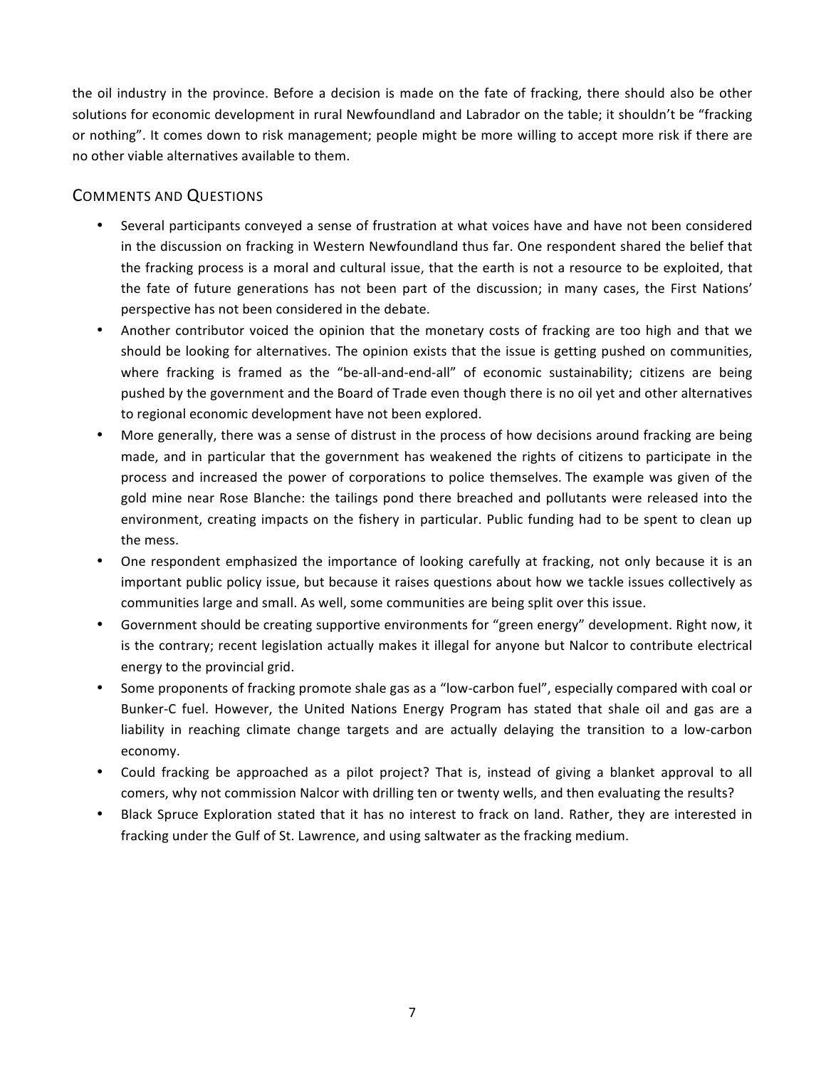the oil industry in the province. Before a decision is made on the fate of fracking, there should also be other solutions for economic development in rural Newfoundland and Labrador on the table; it shouldn't be "fracking or nothing". It comes down to risk management; people might be more willing to accept more risk if there are no other viable alternatives available to them.

## Comments and Questions

- Several participants conveyed a sense of frustration at what voices have and have not been considered in the discussion on fracking in Western Newfoundland thus far. One respondent shared the belief that the fracking process is a moral and cultural issue, that the earth is not a resource to be exploited, that the fate of future generations has not been part of the discussion; in many cases, the First Nations' perspective has not been considered in the debate.
- Another contributor voiced the opinion that the monetary costs of fracking are too high and that we should be looking for alternatives. The opinion exists that the issue is getting pushed on communities, where fracking is framed as the "be-all-and-end-all" of economic sustainability; citizens are being pushed by the government and the Board of Trade even though there is no oil yet and other alternatives to regional economic development have not been explored.
- More generally, there was a sense of distrust in the process of how decisions around fracking are being made, and in particular that the government has weakened the rights of citizens to participate in the process and increased the power of corporations to police themselves. The example was given of the gold mine near Rose Blanche: the tailings pond there breached and pollutants were released into the environment, creating impacts on the fishery in particular. Public funding had to be spent to clean up the mess.
- One respondent emphasized the importance of looking carefully at fracking, not only because it is an important public policy issue, but because it raises questions about how we tackle issues collectively as communities large and small. As well, some communities are being split over this issue.
- Government should be creating supportive environments for "green energy" development. Right now, it is the contrary; recent legislation actually makes it illegal for anyone but Nalcor to contribute electrical energy to the provincial grid.
- Some proponents of fracking promote shale gas as a "low-carbon fuel", especially compared with coal or Bunker-C fuel. However, the United Nations Energy Program has stated that shale oil and gas are a liability in reaching climate change targets and are actually delaying the transition to a low-carbon economy.
- Could fracking be approached as a pilot project? That is, instead of giving a blanket approval to all comers, why not commission Nalcor with drilling ten or twenty wells, and then evaluating the results?
- Black Spruce Exploration stated that it has no interest to frack on land. Rather, they are interested in fracking under the Gulf of St. Lawrence, and using saltwater as the fracking medium.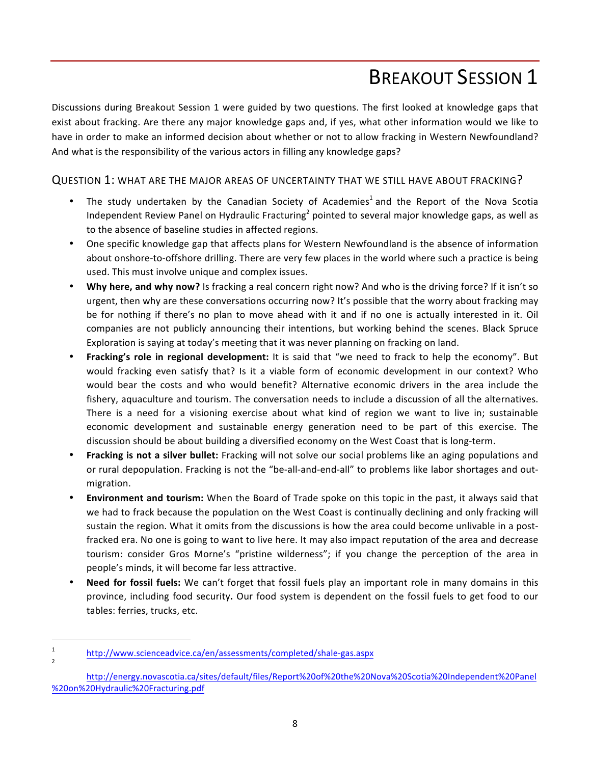# BREAKOUT SESSION 1

Discussions during Breakout Session 1 were guided by two questions. The first looked at knowledge gaps that exist about fracking. Are there any major knowledge gaps and, if yes, what other information would we like to have in order to make an informed decision about whether or not to allow fracking in Western Newfoundland? And what is the responsibility of the various actors in filling any knowledge gaps?

## QUESTION 1: WHAT ARE THE MAJOR AREAS OF UNCERTAINTY THAT WE STILL HAVE ABOUT FRACKING?

- The study undertaken by the Canadian Society of Academies[1] and the Report of the Nova Scotia Independent Review Panel on Hydraulic Fracturing[2] pointed to several major knowledge gaps, as well as to the absence of baseline studies in affected regions.
- One specific knowledge gap that affects plans for Western Newfoundland is the absence of information about onshore-to-offshore drilling. There are very few places in the world where such a practice is being used. This must involve unique and complex issues.
- **Why here, and why now?** Is fracking a real concern right now? And who is the driving force? If it isn't so urgent, then why are these conversations occurring now? It's possible that the worry about fracking may be for nothing if there's no plan to move ahead with it and if no one is actually interested in it. Oil companies are not publicly announcing their intentions, but working behind the scenes. Black Spruce Exploration is saying at today's meeting that it was never planning on fracking on land.
- **Fracking's role in regional development:** It is said that "we need to frack to help the economy". But would fracking even satisfy that? Is it a viable form of economic development in our context? Who would bear the costs and who would benefit? Alternative economic drivers in the area include the fishery, aquaculture and tourism. The conversation needs to include a discussion of all the alternatives. There is a need for a visioning exercise about what kind of region we want to live in; sustainable economic development and sustainable energy generation need to be part of this exercise. The discussion should be about building a diversified economy on the West Coast that is long-term.
- **Fracking is not a silver bullet:** Fracking will not solve our social problems like an aging populations and or rural depopulation. Fracking is not the "be-all-and-end-all" to problems like labor shortages and out-migration.
- **Environment and tourism:** When the Board of Trade spoke on this topic in the past, it always said that we had to frack because the population on the West Coast is continually declining and only fracking will sustain the region. What it omits from the discussions is how the area could become unlivable in a post-fracked era. No one is going to want to live here. It may also impact reputation of the area and decrease tourism: consider Gros Morne's "pristine wilderness"; if you change the perception of the area in people's minds, it will become far less attractive.
- **Need for fossil fuels:** We can't forget that fossil fuels play an important role in many domains in this province, including food security**.** Our food system is dependent on the fossil fuels to get food to our tables: ferries, trucks, etc.

---

[1] http://www.scienceadvice.ca/en/assessments/completed/shale-gas.aspx

[2] http://energy.novascotia.ca/sites/default/files/Report%20of%20the%20Nova%20Scotia%20Independent%20Panel%20on%20Hydraulic%20Fracturing.pdf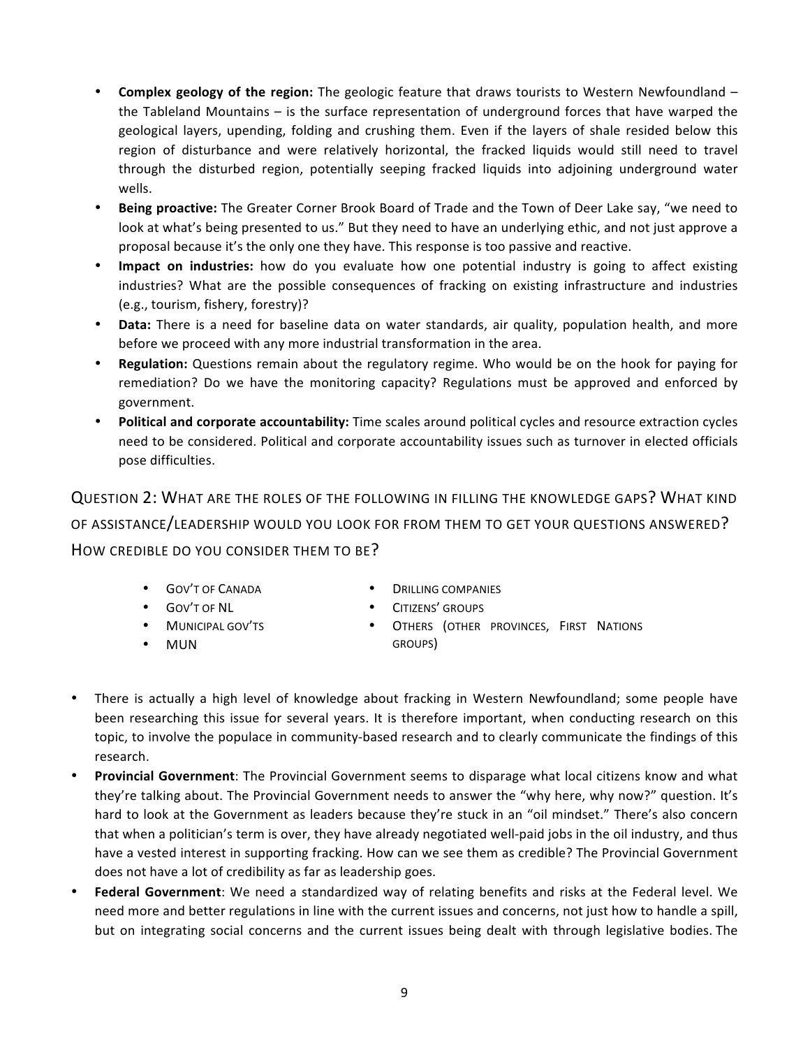- **Complex geology of the region:** The geologic feature that draws tourists to Western Newfoundland – the Tableland Mountains – is the surface representation of underground forces that have warped the geological layers, upending, folding and crushing them. Even if the layers of shale resided below this region of disturbance and were relatively horizontal, the fracked liquids would still need to travel through the disturbed region, potentially seeping fracked liquids into adjoining underground water wells.
- **Being proactive:** The Greater Corner Brook Board of Trade and the Town of Deer Lake say, "we need to look at what's being presented to us." But they need to have an underlying ethic, and not just approve a proposal because it's the only one they have. This response is too passive and reactive.
- **Impact on industries:** how do you evaluate how one potential industry is going to affect existing industries? What are the possible consequences of fracking on existing infrastructure and industries (e.g., tourism, fishery, forestry)?
- **Data:** There is a need for baseline data on water standards, air quality, population health, and more before we proceed with any more industrial transformation in the area.
- **Regulation:** Questions remain about the regulatory regime. Who would be on the hook for paying for remediation? Do we have the monitoring capacity? Regulations must be approved and enforced by government.
- **Political and corporate accountability:** Time scales around political cycles and resource extraction cycles need to be considered. Political and corporate accountability issues such as turnover in elected officials pose difficulties.

## Question 2: What are the roles of the following in filling the knowledge gaps? What kind of assistance/leadership would you look for from them to get your questions answered? How credible do you consider them to be?

- Gov't of Canada
- Gov't of NL
- Municipal gov'ts
- MUN
- Drilling companies
- Citizens' groups
- Others (other provinces, First Nations groups)

- There is actually a high level of knowledge about fracking in Western Newfoundland; some people have been researching this issue for several years. It is therefore important, when conducting research on this topic, to involve the populace in community-based research and to clearly communicate the findings of this research.
- **Provincial Government**: The Provincial Government seems to disparage what local citizens know and what they're talking about. The Provincial Government needs to answer the "why here, why now?" question. It's hard to look at the Government as leaders because they're stuck in an "oil mindset." There's also concern that when a politician's term is over, they have already negotiated well-paid jobs in the oil industry, and thus have a vested interest in supporting fracking. How can we see them as credible? The Provincial Government does not have a lot of credibility as far as leadership goes.
- **Federal Government**: We need a standardized way of relating benefits and risks at the Federal level. We need more and better regulations in line with the current issues and concerns, not just how to handle a spill, but on integrating social concerns and the current issues being dealt with through legislative bodies. The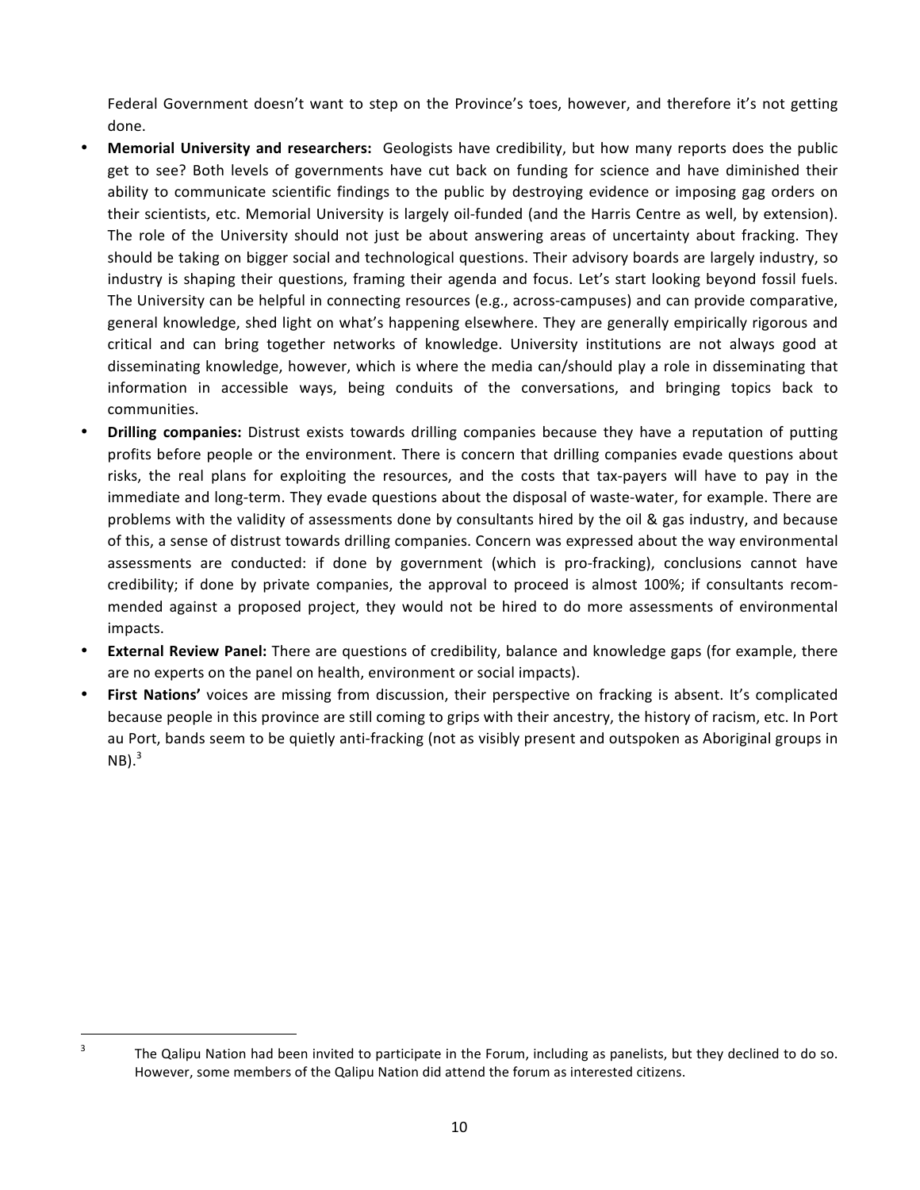Federal Government doesn't want to step on the Province's toes, however, and therefore it's not getting done.

- **Memorial University and researchers:** Geologists have credibility, but how many reports does the public get to see? Both levels of governments have cut back on funding for science and have diminished their ability to communicate scientific findings to the public by destroying evidence or imposing gag orders on their scientists, etc. Memorial University is largely oil-funded (and the Harris Centre as well, by extension). The role of the University should not just be about answering areas of uncertainty about fracking. They should be taking on bigger social and technological questions. Their advisory boards are largely industry, so industry is shaping their questions, framing their agenda and focus. Let's start looking beyond fossil fuels. The University can be helpful in connecting resources (e.g., across-campuses) and can provide comparative, general knowledge, shed light on what's happening elsewhere. They are generally empirically rigorous and critical and can bring together networks of knowledge. University institutions are not always good at disseminating knowledge, however, which is where the media can/should play a role in disseminating that information in accessible ways, being conduits of the conversations, and bringing topics back to communities.
- **Drilling companies:** Distrust exists towards drilling companies because they have a reputation of putting profits before people or the environment. There is concern that drilling companies evade questions about risks, the real plans for exploiting the resources, and the costs that tax-payers will have to pay in the immediate and long-term. They evade questions about the disposal of waste-water, for example. There are problems with the validity of assessments done by consultants hired by the oil & gas industry, and because of this, a sense of distrust towards drilling companies. Concern was expressed about the way environmental assessments are conducted: if done by government (which is pro-fracking), conclusions cannot have credibility; if done by private companies, the approval to proceed is almost 100%; if consultants recommended against a proposed project, they would not be hired to do more assessments of environmental impacts.
- **External Review Panel:** There are questions of credibility, balance and knowledge gaps (for example, there are no experts on the panel on health, environment or social impacts).
- **First Nations'** voices are missing from discussion, their perspective on fracking is absent. It's complicated because people in this province are still coming to grips with their ancestry, the history of racism, etc. In Port au Port, bands seem to be quietly anti-fracking (not as visibly present and outspoken as Aboriginal groups in NB).[3]

[3] The Qalipu Nation had been invited to participate in the Forum, including as panelists, but they declined to do so. However, some members of the Qalipu Nation did attend the forum as interested citizens.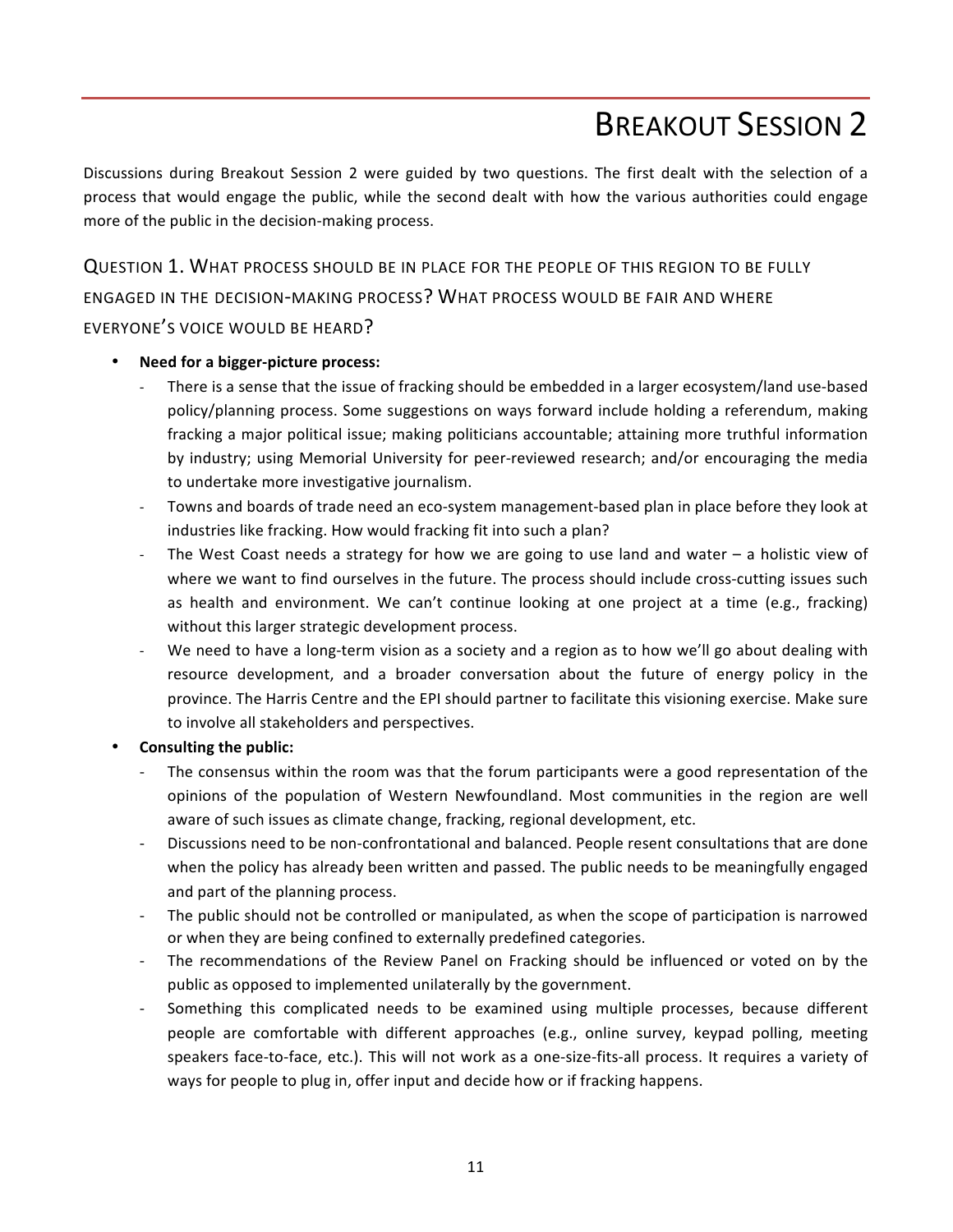# Breakout Session 2

Discussions during Breakout Session 2 were guided by two questions. The first dealt with the selection of a process that would engage the public, while the second dealt with how the various authorities could engage more of the public in the decision-making process.

## Question 1. What process should be in place for the people of this region to be fully engaged in the decision-making process? What process would be fair and where everyone's voice would be heard?

- **Need for a bigger-picture process:**
  - There is a sense that the issue of fracking should be embedded in a larger ecosystem/land use-based policy/planning process. Some suggestions on ways forward include holding a referendum, making fracking a major political issue; making politicians accountable; attaining more truthful information by industry; using Memorial University for peer-reviewed research; and/or encouraging the media to undertake more investigative journalism.
  - Towns and boards of trade need an eco-system management-based plan in place before they look at industries like fracking. How would fracking fit into such a plan?
  - The West Coast needs a strategy for how we are going to use land and water – a holistic view of where we want to find ourselves in the future. The process should include cross-cutting issues such as health and environment. We can't continue looking at one project at a time (e.g., fracking) without this larger strategic development process.
  - We need to have a long-term vision as a society and a region as to how we'll go about dealing with resource development, and a broader conversation about the future of energy policy in the province. The Harris Centre and the EPI should partner to facilitate this visioning exercise. Make sure to involve all stakeholders and perspectives.
- **Consulting the public:**
  - The consensus within the room was that the forum participants were a good representation of the opinions of the population of Western Newfoundland. Most communities in the region are well aware of such issues as climate change, fracking, regional development, etc.
  - Discussions need to be non-confrontational and balanced. People resent consultations that are done when the policy has already been written and passed. The public needs to be meaningfully engaged and part of the planning process.
  - The public should not be controlled or manipulated, as when the scope of participation is narrowed or when they are being confined to externally predefined categories.
  - The recommendations of the Review Panel on Fracking should be influenced or voted on by the public as opposed to implemented unilaterally by the government.
  - Something this complicated needs to be examined using multiple processes, because different people are comfortable with different approaches (e.g., online survey, keypad polling, meeting speakers face-to-face, etc.). This will not work as a one-size-fits-all process. It requires a variety of ways for people to plug in, offer input and decide how or if fracking happens.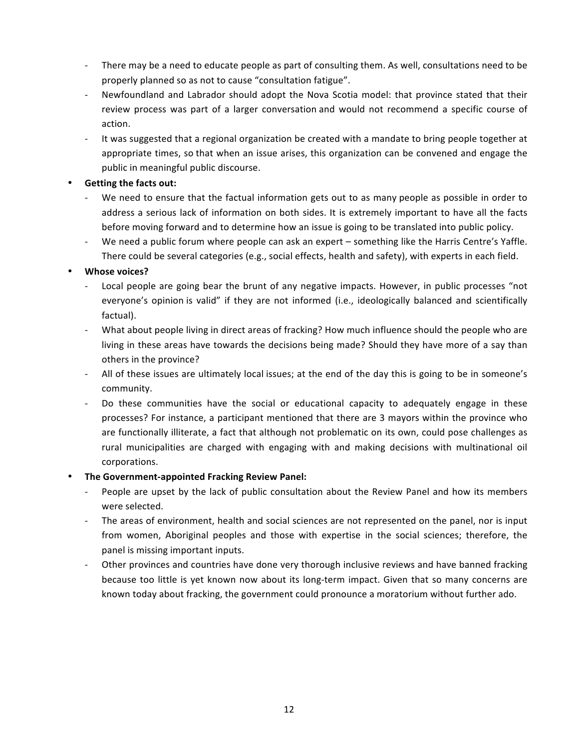- There may be a need to educate people as part of consulting them. As well, consultations need to be properly planned so as not to cause "consultation fatigue".
- Newfoundland and Labrador should adopt the Nova Scotia model: that province stated that their review process was part of a larger conversation and would not recommend a specific course of action.
- It was suggested that a regional organization be created with a mandate to bring people together at appropriate times, so that when an issue arises, this organization can be convened and engage the public in meaningful public discourse.

- **Getting the facts out:**
  - We need to ensure that the factual information gets out to as many people as possible in order to address a serious lack of information on both sides. It is extremely important to have all the facts before moving forward and to determine how an issue is going to be translated into public policy.
  - We need a public forum where people can ask an expert – something like the Harris Centre's Yaffle. There could be several categories (e.g., social effects, health and safety), with experts in each field.

- **Whose voices?**
  - Local people are going bear the brunt of any negative impacts. However, in public processes "not everyone's opinion is valid" if they are not informed (i.e., ideologically balanced and scientifically factual).
  - What about people living in direct areas of fracking? How much influence should the people who are living in these areas have towards the decisions being made? Should they have more of a say than others in the province?
  - All of these issues are ultimately local issues; at the end of the day this is going to be in someone's community.
  - Do these communities have the social or educational capacity to adequately engage in these processes? For instance, a participant mentioned that there are 3 mayors within the province who are functionally illiterate, a fact that although not problematic on its own, could pose challenges as rural municipalities are charged with engaging with and making decisions with multinational oil corporations.

- **The Government-appointed Fracking Review Panel:**
  - People are upset by the lack of public consultation about the Review Panel and how its members were selected.
  - The areas of environment, health and social sciences are not represented on the panel, nor is input from women, Aboriginal peoples and those with expertise in the social sciences; therefore, the panel is missing important inputs.
  - Other provinces and countries have done very thorough inclusive reviews and have banned fracking because too little is yet known now about its long-term impact. Given that so many concerns are known today about fracking, the government could pronounce a moratorium without further ado.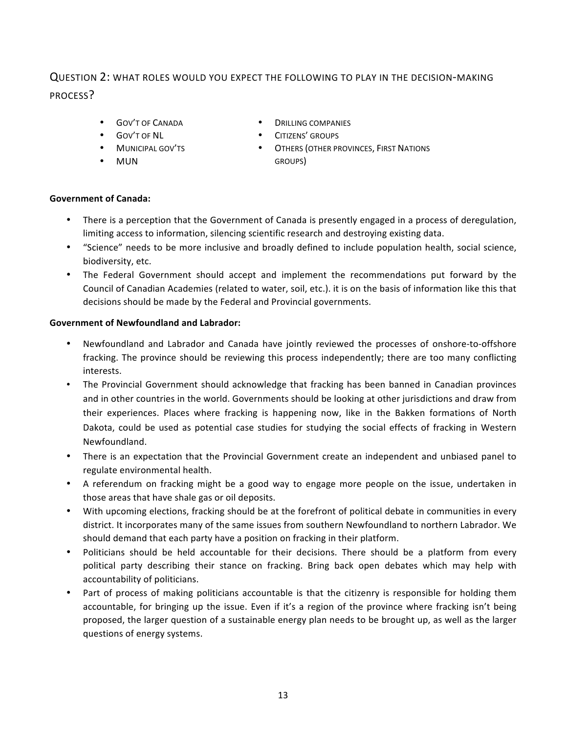## Question 2: What roles would you expect the following to play in the decision-making process?

- Gov't of Canada
- Gov't of NL
- Municipal gov'ts
- MUN
- Drilling companies
- Citizens' groups
- Others (other provinces, First Nations groups)

**Government of Canada:**

- There is a perception that the Government of Canada is presently engaged in a process of deregulation, limiting access to information, silencing scientific research and destroying existing data.
- "Science" needs to be more inclusive and broadly defined to include population health, social science, biodiversity, etc.
- The Federal Government should accept and implement the recommendations put forward by the Council of Canadian Academies (related to water, soil, etc.). it is on the basis of information like this that decisions should be made by the Federal and Provincial governments.

**Government of Newfoundland and Labrador:**

- Newfoundland and Labrador and Canada have jointly reviewed the processes of onshore-to-offshore fracking. The province should be reviewing this process independently; there are too many conflicting interests.
- The Provincial Government should acknowledge that fracking has been banned in Canadian provinces and in other countries in the world. Governments should be looking at other jurisdictions and draw from their experiences. Places where fracking is happening now, like in the Bakken formations of North Dakota, could be used as potential case studies for studying the social effects of fracking in Western Newfoundland.
- There is an expectation that the Provincial Government create an independent and unbiased panel to regulate environmental health.
- A referendum on fracking might be a good way to engage more people on the issue, undertaken in those areas that have shale gas or oil deposits.
- With upcoming elections, fracking should be at the forefront of political debate in communities in every district. It incorporates many of the same issues from southern Newfoundland to northern Labrador. We should demand that each party have a position on fracking in their platform.
- Politicians should be held accountable for their decisions. There should be a platform from every political party describing their stance on fracking. Bring back open debates which may help with accountability of politicians.
- Part of process of making politicians accountable is that the citizenry is responsible for holding them accountable, for bringing up the issue. Even if it's a region of the province where fracking isn't being proposed, the larger question of a sustainable energy plan needs to be brought up, as well as the larger questions of energy systems.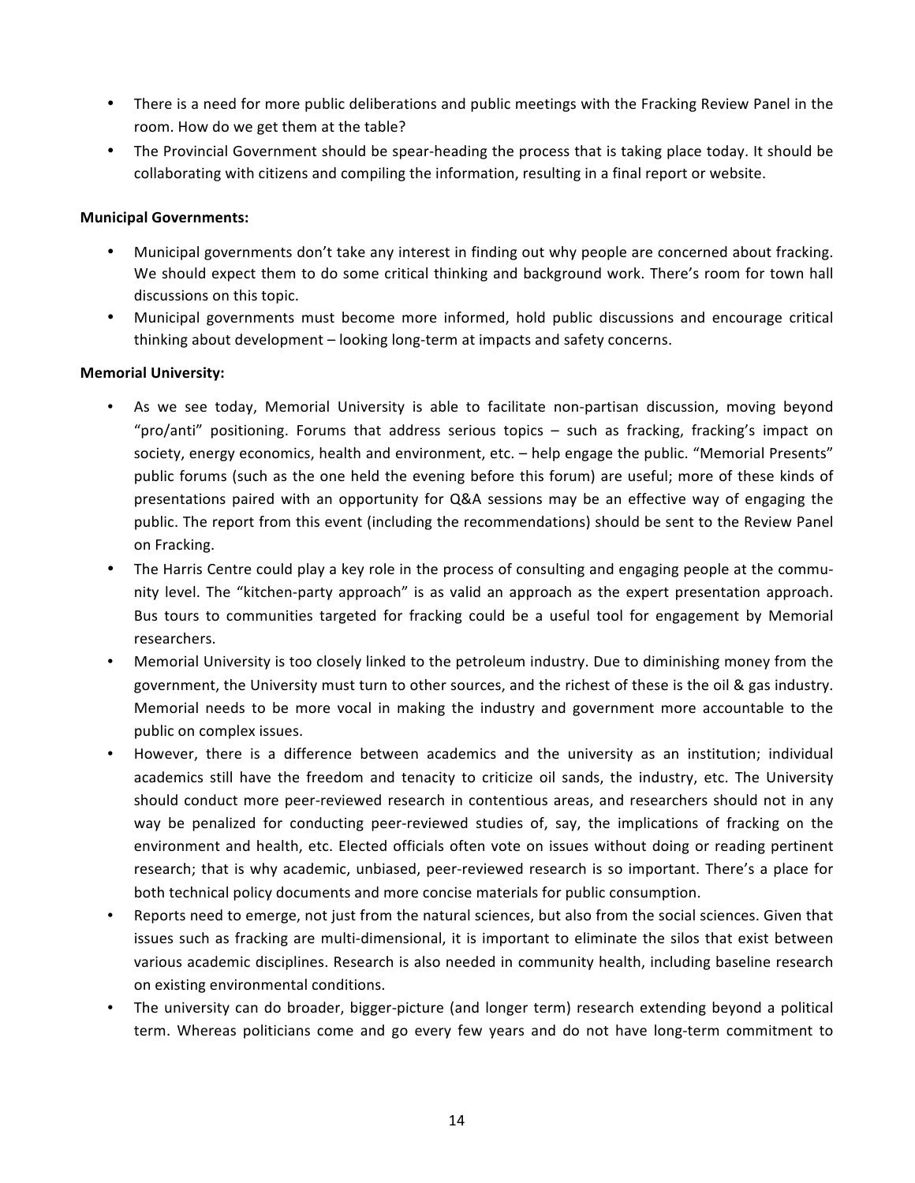- There is a need for more public deliberations and public meetings with the Fracking Review Panel in the room. How do we get them at the table?
- The Provincial Government should be spear-heading the process that is taking place today. It should be collaborating with citizens and compiling the information, resulting in a final report or website.

**Municipal Governments:**

- Municipal governments don't take any interest in finding out why people are concerned about fracking. We should expect them to do some critical thinking and background work. There's room for town hall discussions on this topic.
- Municipal governments must become more informed, hold public discussions and encourage critical thinking about development – looking long-term at impacts and safety concerns.

**Memorial University:**

- As we see today, Memorial University is able to facilitate non-partisan discussion, moving beyond "pro/anti" positioning. Forums that address serious topics – such as fracking, fracking's impact on society, energy economics, health and environment, etc. – help engage the public. "Memorial Presents" public forums (such as the one held the evening before this forum) are useful; more of these kinds of presentations paired with an opportunity for Q&A sessions may be an effective way of engaging the public. The report from this event (including the recommendations) should be sent to the Review Panel on Fracking.
- The Harris Centre could play a key role in the process of consulting and engaging people at the community level. The "kitchen-party approach" is as valid an approach as the expert presentation approach. Bus tours to communities targeted for fracking could be a useful tool for engagement by Memorial researchers.
- Memorial University is too closely linked to the petroleum industry. Due to diminishing money from the government, the University must turn to other sources, and the richest of these is the oil & gas industry. Memorial needs to be more vocal in making the industry and government more accountable to the public on complex issues.
- However, there is a difference between academics and the university as an institution; individual academics still have the freedom and tenacity to criticize oil sands, the industry, etc. The University should conduct more peer-reviewed research in contentious areas, and researchers should not in any way be penalized for conducting peer-reviewed studies of, say, the implications of fracking on the environment and health, etc. Elected officials often vote on issues without doing or reading pertinent research; that is why academic, unbiased, peer-reviewed research is so important. There's a place for both technical policy documents and more concise materials for public consumption.
- Reports need to emerge, not just from the natural sciences, but also from the social sciences. Given that issues such as fracking are multi-dimensional, it is important to eliminate the silos that exist between various academic disciplines. Research is also needed in community health, including baseline research on existing environmental conditions.
- The university can do broader, bigger-picture (and longer term) research extending beyond a political term. Whereas politicians come and go every few years and do not have long-term commitment to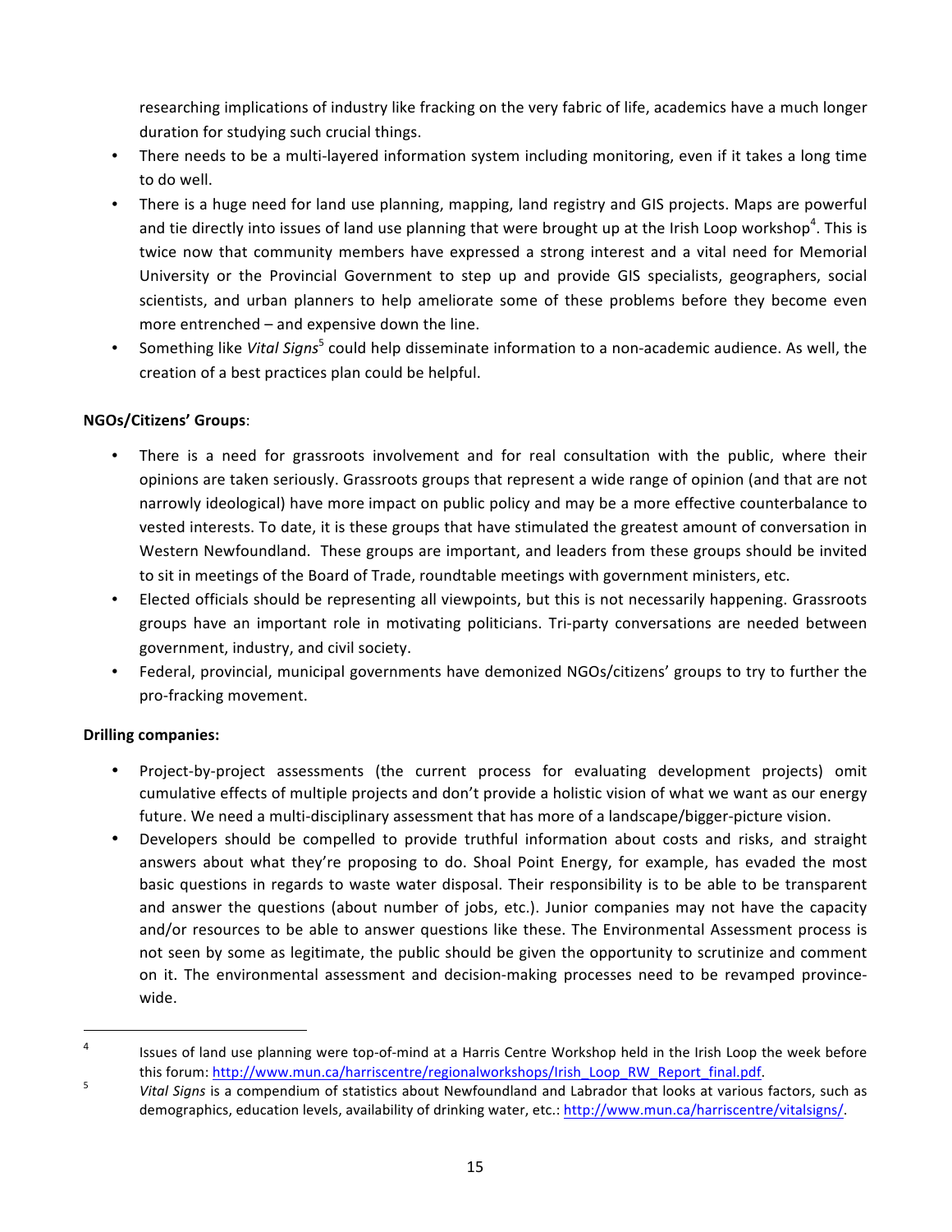researching implications of industry like fracking on the very fabric of life, academics have a much longer duration for studying such crucial things.

- There needs to be a multi-layered information system including monitoring, even if it takes a long time to do well.
- There is a huge need for land use planning, mapping, land registry and GIS projects. Maps are powerful and tie directly into issues of land use planning that were brought up at the Irish Loop workshop[4]. This is twice now that community members have expressed a strong interest and a vital need for Memorial University or the Provincial Government to step up and provide GIS specialists, geographers, social scientists, and urban planners to help ameliorate some of these problems before they become even more entrenched – and expensive down the line.
- Something like *Vital Signs*[5] could help disseminate information to a non-academic audience. As well, the creation of a best practices plan could be helpful.

**NGOs/Citizens' Groups**:

- There is a need for grassroots involvement and for real consultation with the public, where their opinions are taken seriously. Grassroots groups that represent a wide range of opinion (and that are not narrowly ideological) have more impact on public policy and may be a more effective counterbalance to vested interests. To date, it is these groups that have stimulated the greatest amount of conversation in Western Newfoundland. These groups are important, and leaders from these groups should be invited to sit in meetings of the Board of Trade, roundtable meetings with government ministers, etc.
- Elected officials should be representing all viewpoints, but this is not necessarily happening. Grassroots groups have an important role in motivating politicians. Tri-party conversations are needed between government, industry, and civil society.
- Federal, provincial, municipal governments have demonized NGOs/citizens' groups to try to further the pro-fracking movement.

**Drilling companies:**

- Project-by-project assessments (the current process for evaluating development projects) omit cumulative effects of multiple projects and don't provide a holistic vision of what we want as our energy future. We need a multi-disciplinary assessment that has more of a landscape/bigger-picture vision.
- Developers should be compelled to provide truthful information about costs and risks, and straight answers about what they're proposing to do. Shoal Point Energy, for example, has evaded the most basic questions in regards to waste water disposal. Their responsibility is to be able to be transparent and answer the questions (about number of jobs, etc.). Junior companies may not have the capacity and/or resources to be able to answer questions like these. The Environmental Assessment process is not seen by some as legitimate, the public should be given the opportunity to scrutinize and comment on it. The environmental assessment and decision-making processes need to be revamped province-wide.

---

[4] Issues of land use planning were top-of-mind at a Harris Centre Workshop held in the Irish Loop the week before this forum: http://www.mun.ca/harriscentre/regionalworkshops/Irish_Loop_RW_Report_final.pdf.

[5] *Vital Signs* is a compendium of statistics about Newfoundland and Labrador that looks at various factors, such as demographics, education levels, availability of drinking water, etc.: http://www.mun.ca/harriscentre/vitalsigns/.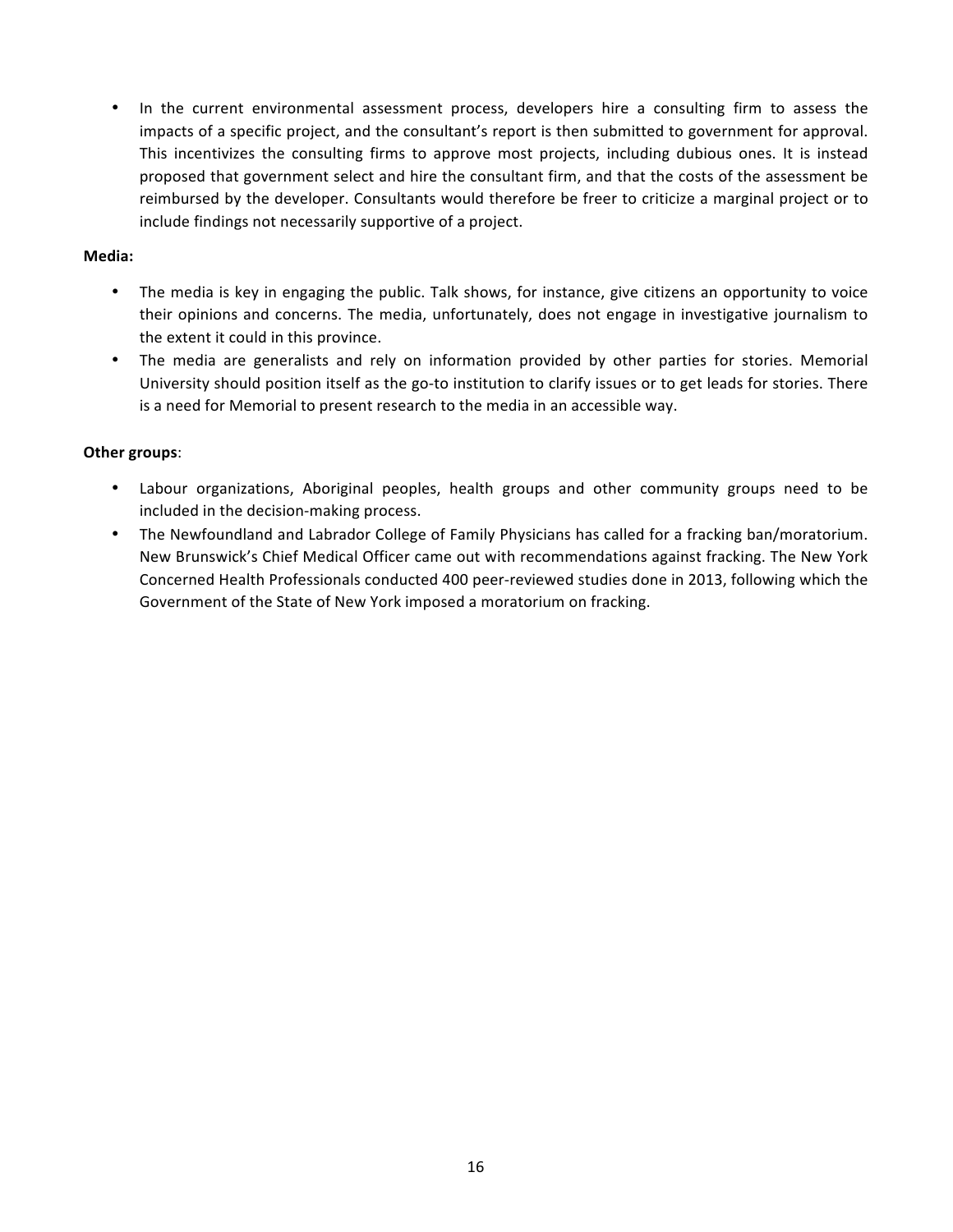- In the current environmental assessment process, developers hire a consulting firm to assess the impacts of a specific project, and the consultant's report is then submitted to government for approval. This incentivizes the consulting firms to approve most projects, including dubious ones. It is instead proposed that government select and hire the consultant firm, and that the costs of the assessment be reimbursed by the developer. Consultants would therefore be freer to criticize a marginal project or to include findings not necessarily supportive of a project.

**Media:**

- The media is key in engaging the public. Talk shows, for instance, give citizens an opportunity to voice their opinions and concerns. The media, unfortunately, does not engage in investigative journalism to the extent it could in this province.
- The media are generalists and rely on information provided by other parties for stories. Memorial University should position itself as the go-to institution to clarify issues or to get leads for stories. There is a need for Memorial to present research to the media in an accessible way.

**Other groups**:

- Labour organizations, Aboriginal peoples, health groups and other community groups need to be included in the decision-making process.
- The Newfoundland and Labrador College of Family Physicians has called for a fracking ban/moratorium. New Brunswick's Chief Medical Officer came out with recommendations against fracking. The New York Concerned Health Professionals conducted 400 peer-reviewed studies done in 2013, following which the Government of the State of New York imposed a moratorium on fracking.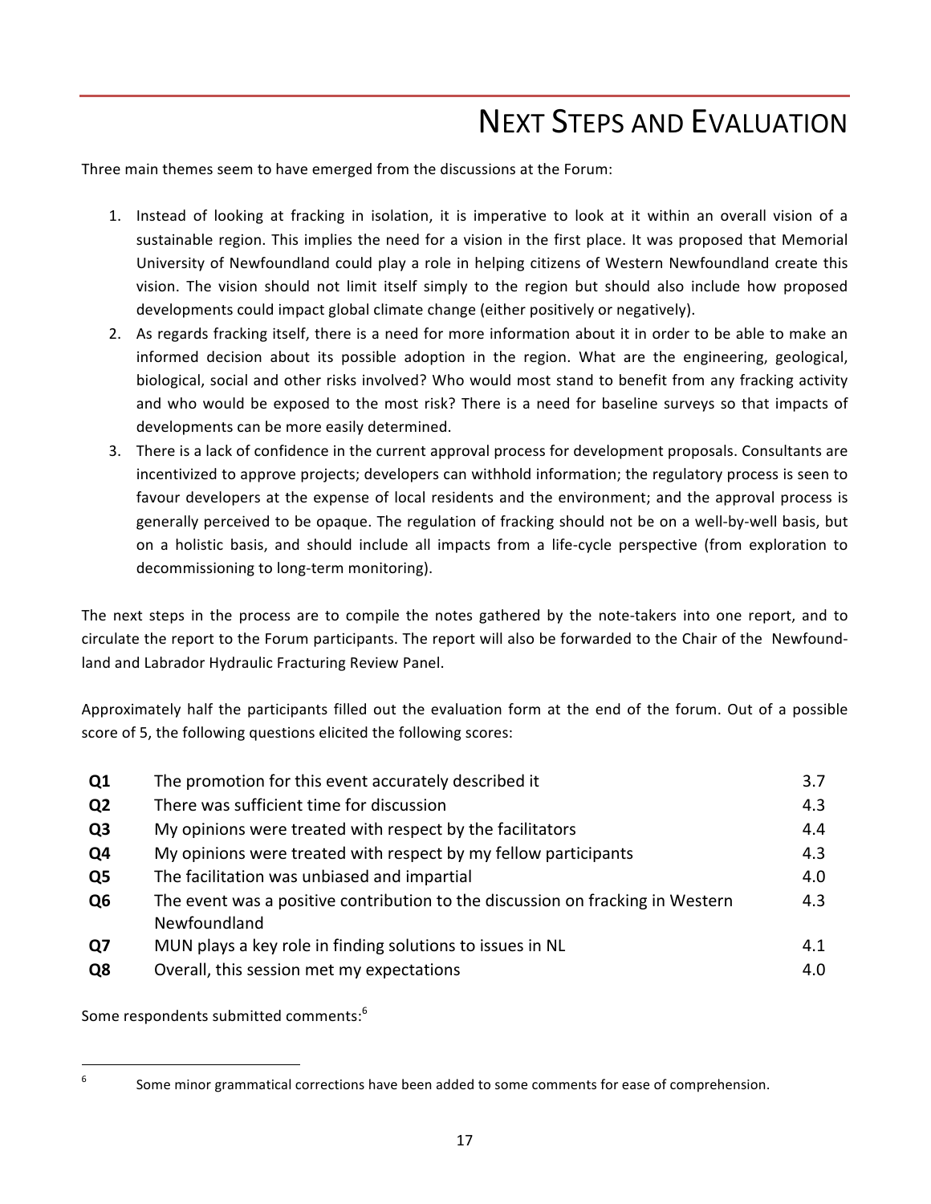# Next Steps and Evaluation

Three main themes seem to have emerged from the discussions at the Forum:

1. Instead of looking at fracking in isolation, it is imperative to look at it within an overall vision of a sustainable region. This implies the need for a vision in the first place. It was proposed that Memorial University of Newfoundland could play a role in helping citizens of Western Newfoundland create this vision. The vision should not limit itself simply to the region but should also include how proposed developments could impact global climate change (either positively or negatively).
2. As regards fracking itself, there is a need for more information about it in order to be able to make an informed decision about its possible adoption in the region. What are the engineering, geological, biological, social and other risks involved? Who would most stand to benefit from any fracking activity and who would be exposed to the most risk? There is a need for baseline surveys so that impacts of developments can be more easily determined.
3. There is a lack of confidence in the current approval process for development proposals. Consultants are incentivized to approve projects; developers can withhold information; the regulatory process is seen to favour developers at the expense of local residents and the environment; and the approval process is generally perceived to be opaque. The regulation of fracking should not be on a well-by-well basis, but on a holistic basis, and should include all impacts from a life-cycle perspective (from exploration to decommissioning to long-term monitoring).

The next steps in the process are to compile the notes gathered by the note-takers into one report, and to circulate the report to the Forum participants. The report will also be forwarded to the Chair of the Newfoundland and Labrador Hydraulic Fracturing Review Panel.

Approximately half the participants filled out the evaluation form at the end of the forum. Out of a possible score of 5, the following questions elicited the following scores:

| | | |
|---|---|---|
| **Q1** | The promotion for this event accurately described it | 3.7 |
| **Q2** | There was sufficient time for discussion | 4.3 |
| **Q3** | My opinions were treated with respect by the facilitators | 4.4 |
| **Q4** | My opinions were treated with respect by my fellow participants | 4.3 |
| **Q5** | The facilitation was unbiased and impartial | 4.0 |
| **Q6** | The event was a positive contribution to the discussion on fracking in Western Newfoundland | 4.3 |
| **Q7** | MUN plays a key role in finding solutions to issues in NL | 4.1 |
| **Q8** | Overall, this session met my expectations | 4.0 |

Some respondents submitted comments:[6]

[6] Some minor grammatical corrections have been added to some comments for ease of comprehension.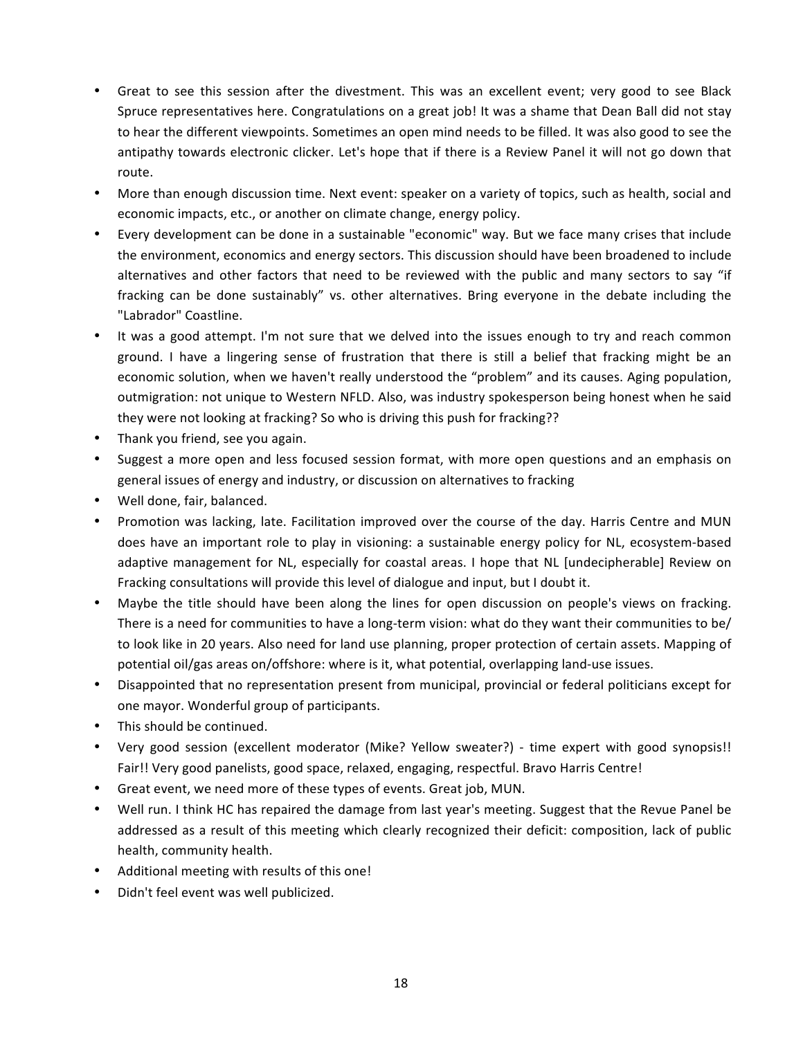- Great to see this session after the divestment. This was an excellent event; very good to see Black Spruce representatives here. Congratulations on a great job! It was a shame that Dean Ball did not stay to hear the different viewpoints. Sometimes an open mind needs to be filled. It was also good to see the antipathy towards electronic clicker. Let's hope that if there is a Review Panel it will not go down that route.
- More than enough discussion time. Next event: speaker on a variety of topics, such as health, social and economic impacts, etc., or another on climate change, energy policy.
- Every development can be done in a sustainable "economic" way. But we face many crises that include the environment, economics and energy sectors. This discussion should have been broadened to include alternatives and other factors that need to be reviewed with the public and many sectors to say "if fracking can be done sustainably" vs. other alternatives. Bring everyone in the debate including the "Labrador" Coastline.
- It was a good attempt. I'm not sure that we delved into the issues enough to try and reach common ground. I have a lingering sense of frustration that there is still a belief that fracking might be an economic solution, when we haven't really understood the "problem" and its causes. Aging population, outmigration: not unique to Western NFLD. Also, was industry spokesperson being honest when he said they were not looking at fracking? So who is driving this push for fracking??
- Thank you friend, see you again.
- Suggest a more open and less focused session format, with more open questions and an emphasis on general issues of energy and industry, or discussion on alternatives to fracking
- Well done, fair, balanced.
- Promotion was lacking, late. Facilitation improved over the course of the day. Harris Centre and MUN does have an important role to play in visioning: a sustainable energy policy for NL, ecosystem-based adaptive management for NL, especially for coastal areas. I hope that NL [undecipherable] Review on Fracking consultations will provide this level of dialogue and input, but I doubt it.
- Maybe the title should have been along the lines for open discussion on people's views on fracking. There is a need for communities to have a long-term vision: what do they want their communities to be/ to look like in 20 years. Also need for land use planning, proper protection of certain assets. Mapping of potential oil/gas areas on/offshore: where is it, what potential, overlapping land-use issues.
- Disappointed that no representation present from municipal, provincial or federal politicians except for one mayor. Wonderful group of participants.
- This should be continued.
- Very good session (excellent moderator (Mike? Yellow sweater?) - time expert with good synopsis!! Fair!! Very good panelists, good space, relaxed, engaging, respectful. Bravo Harris Centre!
- Great event, we need more of these types of events. Great job, MUN.
- Well run. I think HC has repaired the damage from last year's meeting. Suggest that the Revue Panel be addressed as a result of this meeting which clearly recognized their deficit: composition, lack of public health, community health.
- Additional meeting with results of this one!
- Didn't feel event was well publicized.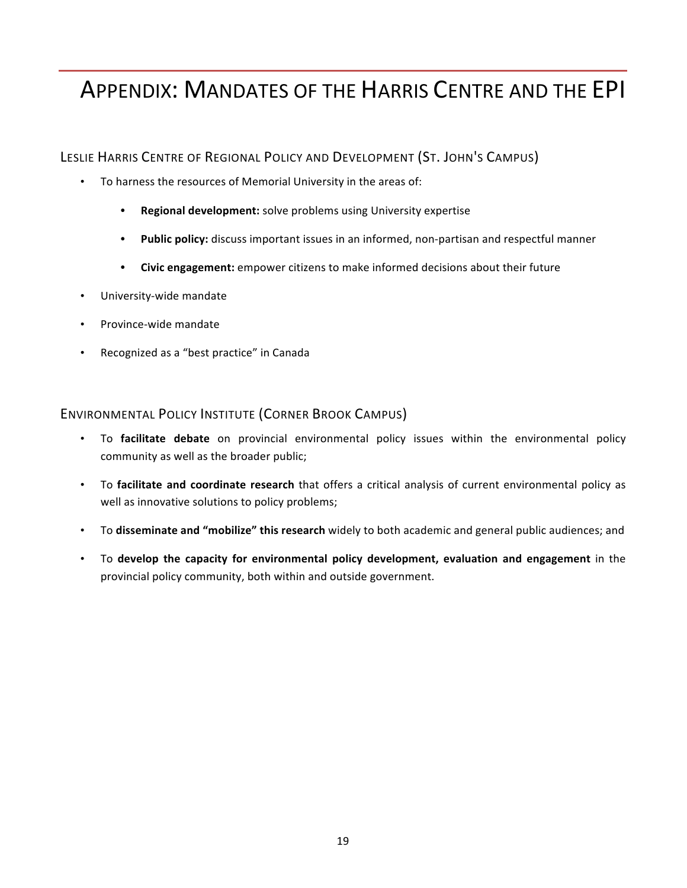# Appendix: Mandates of the Harris Centre and the EPI

## Leslie Harris Centre of Regional Policy and Development (St. John's Campus)

- To harness the resources of Memorial University in the areas of:
  - **Regional development:** solve problems using University expertise
  - **Public policy:** discuss important issues in an informed, non-partisan and respectful manner
  - **Civic engagement:** empower citizens to make informed decisions about their future
- University-wide mandate
- Province-wide mandate
- Recognized as a "best practice" in Canada

## Environmental Policy Institute (Corner Brook Campus)

- To **facilitate debate** on provincial environmental policy issues within the environmental policy community as well as the broader public;
- To **facilitate and coordinate research** that offers a critical analysis of current environmental policy as well as innovative solutions to policy problems;
- To **disseminate and "mobilize" this research** widely to both academic and general public audiences; and
- To **develop the capacity for environmental policy development, evaluation and engagement** in the provincial policy community, both within and outside government.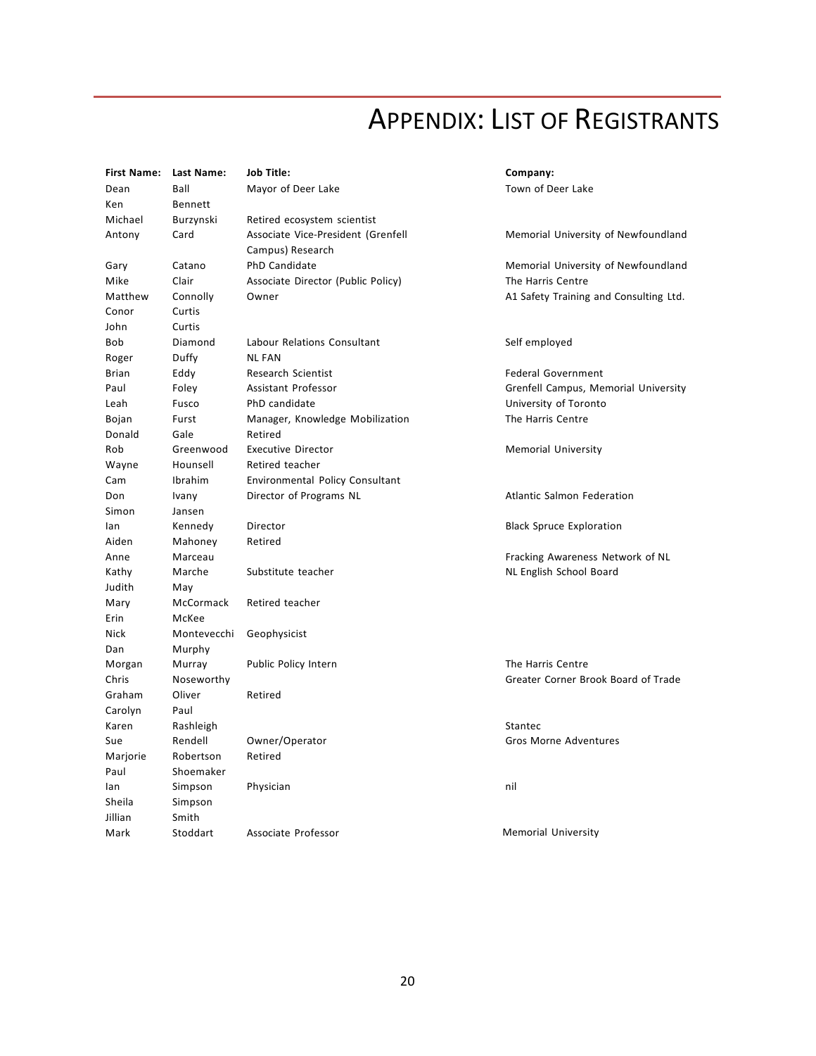# APPENDIX: LIST OF REGISTRANTS

| First Name: | Last Name: | Job Title: | Company: |
| --- | --- | --- | --- |
| Dean | Ball | Mayor of Deer Lake | Town of Deer Lake |
| Ken | Bennett | | |
| Michael | Burzynski | Retired ecosystem scientist | |
| Antony | Card | Associate Vice-President (Grenfell Campus) Research | Memorial University of Newfoundland |
| Gary | Catano | PhD Candidate | Memorial University of Newfoundland |
| Mike | Clair | Associate Director (Public Policy) | The Harris Centre |
| Matthew | Connolly | Owner | A1 Safety Training and Consulting Ltd. |
| Conor | Curtis | | |
| John | Curtis | | |
| Bob | Diamond | Labour Relations Consultant | Self employed |
| Roger | Duffy | NL FAN | |
| Brian | Eddy | Research Scientist | Federal Government |
| Paul | Foley | Assistant Professor | Grenfell Campus, Memorial University |
| Leah | Fusco | PhD candidate | University of Toronto |
| Bojan | Furst | Manager, Knowledge Mobilization | The Harris Centre |
| Donald | Gale | Retired | |
| Rob | Greenwood | Executive Director | Memorial University |
| Wayne | Hounsell | Retired teacher | |
| Cam | Ibrahim | Environmental Policy Consultant | |
| Don | Ivany | Director of Programs NL | Atlantic Salmon Federation |
| Simon | Jansen | | |
| Ian | Kennedy | Director | Black Spruce Exploration |
| Aiden | Mahoney | Retired | |
| Anne | Marceau | | Fracking Awareness Network of NL |
| Kathy | Marche | Substitute teacher | NL English School Board |
| Judith | May | | |
| Mary | McCormack | Retired teacher | |
| Erin | McKee | | |
| Nick | Montevecchi | Geophysicist | |
| Dan | Murphy | | |
| Morgan | Murray | Public Policy Intern | The Harris Centre |
| Chris | Noseworthy | | Greater Corner Brook Board of Trade |
| Graham | Oliver | Retired | |
| Carolyn | Paul | | |
| Karen | Rashleigh | | Stantec |
| Sue | Rendell | Owner/Operator | Gros Morne Adventures |
| Marjorie | Robertson | Retired | |
| Paul | Shoemaker | | |
| Ian | Simpson | Physician | nil |
| Sheila | Simpson | | |
| Jillian | Smith | | |
| Mark | Stoddart | Associate Professor | Memorial University |